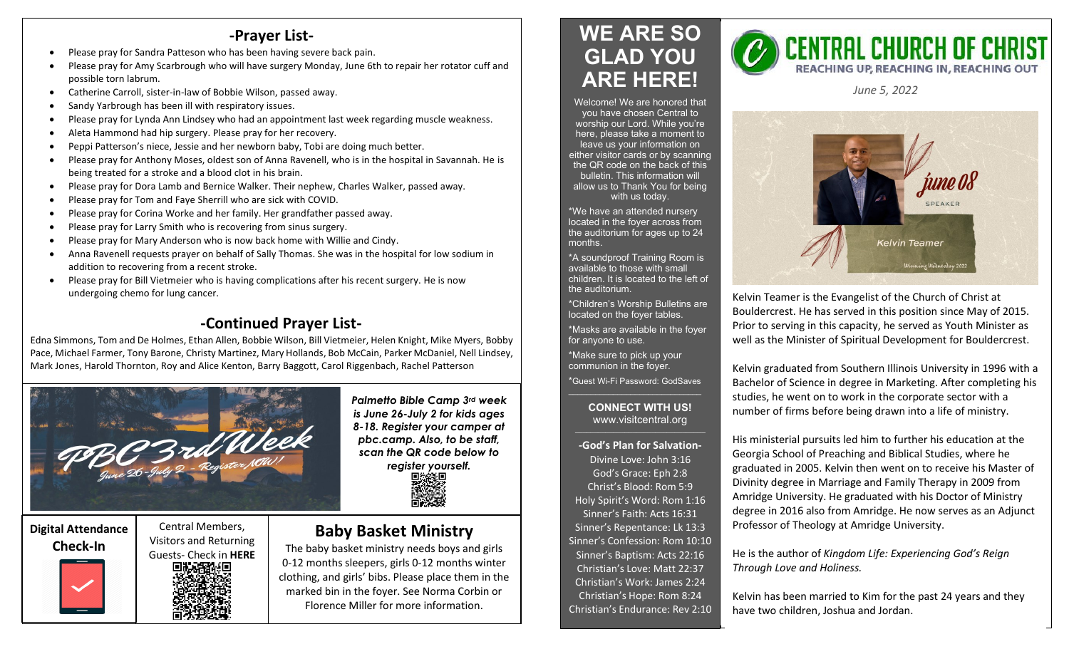## -Prayer List-

- Please pray for Sandra Patteson who has been having severe back pain.
- Please pray for Amy Scarbrough who will have surgery Monday, June 6th to repair her rotator cuff and possible torn labrum.
- Catherine Carroll, sister-in-law of Bobbie Wilson, passed away.
- Sandy Yarbrough has been ill with respiratory issues.
- Please pray for Lynda Ann Lindsey who had an appointment last week regarding muscle weakness.
- Aleta Hammond had hip surgery. Please pray for her recovery.
- Peppi Patterson's niece, Jessie and her newborn baby, Tobi are doing much better.
- Please pray for Anthony Moses, oldest son of Anna Ravenell, who is in the hospital in Savannah. He is being treated for a stroke and a blood clot in his brain.
- Please pray for Dora Lamb and Bernice Walker. Their nephew, Charles Walker, passed away.
- Please pray for Tom and Faye Sherrill who are sick with COVID.
- Please pray for Corina Worke and her family. Her grandfather passed away.
- Please pray for Larry Smith who is recovering from sinus surgery.
- Please pray for Mary Anderson who is now back home with Willie and Cindy.
- Anna Ravenell requests prayer on behalf of Sally Thomas. She was in the hospital for low sodium in addition to recovering from a recent stroke.
- Please pray for Bill Vietmeier who is having complications after his recent surgery. He is now undergoing chemo for lung cancer.

## -Continued Prayer List-

Edna Simmons, Tom and De Holmes, Ethan Allen, Bobbie Wilson, Bill Vietmeier, Helen Knight, Mike Myers, Bobby Pace, Michael Farmer, Tony Barone, Christy Martinez, Mary Hollands, Bob McCain, Parker McDaniel, Nell Lindsey, Mark Jones, Harold Thornton, Roy and Alice Kenton, Barry Baggott, Carol Riggenbach, Rachel Patterson

PBC 3rd Week — June 26-July 2 - Register NOW!

***Palmetto Bible Camp 3rd week is June 26-July 2 for kids ages 8-18. Register your camper at pbc.camp. Also, to be staff, scan the QR code below to register yourself.***

**Digital Attendance Check-In**

Central Members, Visitors and Returning Guests- Check in **HERE**

## Baby Basket Ministry

The baby basket ministry needs boys and girls 0-12 months sleepers, girls 0-12 months winter clothing, and girls' bibs. Please place them in the marked bin in the foyer. See Norma Corbin or Florence Miller for more information.

# WE ARE SO GLAD YOU ARE HERE!

Welcome! We are honored that you have chosen Central to worship our Lord. While you're here, please take a moment to leave us your information on either visitor cards or by scanning the QR code on the back of this bulletin. This information will allow us to Thank You for being with us today.

*We have an attended nursery located in the foyer across from the auditorium for ages up to 24 months.

*A soundproof Training Room is available to those with small children. It is located to the left of the auditorium.

*Children's Worship Bulletins are located on the foyer tables.

*Masks are available in the foyer for anyone to use.

*Make sure to pick up your communion in the foyer.

*Guest Wi-Fi Password: GodSaves

**CONNECT WITH US!**
www.visitcentral.org

**-God's Plan for Salvation-**

Divine Love: John 3:16
God's Grace: Eph 2:8
Christ's Blood: Rom 5:9
Holy Spirit's Word: Rom 1:16
Sinner's Faith: Acts 16:31
Sinner's Repentance: Lk 13:3
Sinner's Confession: Rom 10:10
Sinner's Baptism: Acts 22:16
Christian's Love: Matt 22:37
Christian's Work: James 2:24
Christian's Hope: Rom 8:24
Christian's Endurance: Rev 2:10

# CENTRAL CHURCH OF CHRIST

REACHING UP, REACHING IN, REACHING OUT

*June 5, 2022*

june 08 — SPEAKER — Kelvin Teamer — Winning Wednesday 2022

Kelvin Teamer is the Evangelist of the Church of Christ at Bouldercrest. He has served in this position since May of 2015. Prior to serving in this capacity, he served as Youth Minister as well as the Minister of Spiritual Development for Bouldercrest.

Kelvin graduated from Southern Illinois University in 1996 with a Bachelor of Science in degree in Marketing. After completing his studies, he went on to work in the corporate sector with a number of firms before being drawn into a life of ministry.

His ministerial pursuits led him to further his education at the Georgia School of Preaching and Biblical Studies, where he graduated in 2005. Kelvin then went on to receive his Master of Divinity degree in Marriage and Family Therapy in 2009 from Amridge University. He graduated with his Doctor of Ministry degree in 2016 also from Amridge. He now serves as an Adjunct Professor of Theology at Amridge University.

He is the author of *Kingdom Life: Experiencing God's Reign Through Love and Holiness.*

Kelvin has been married to Kim for the past 24 years and they have two children, Joshua and Jordan.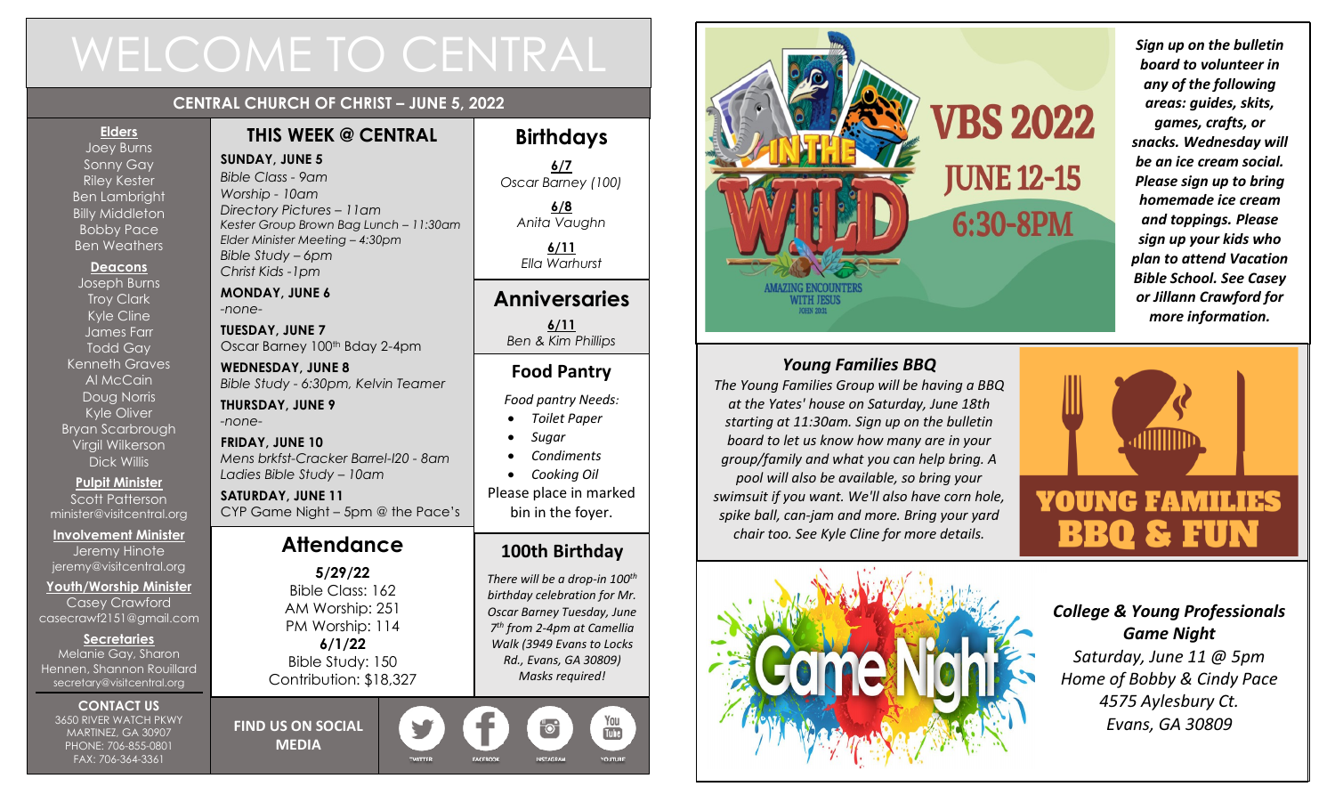# WELCOME TO CENTRAL

## CENTRAL CHURCH OF CHRIST – JUNE 5, 2022

**Elders**
Joey Burns
Sonny Gay
Riley Kester
Ben Lambright
Billy Middleton
Bobby Pace
Ben Weathers

**Deacons**
Joseph Burns
Troy Clark
Kyle Cline
James Farr
Todd Gay
Kenneth Graves
Al McCain
Doug Norris
Kyle Oliver
Bryan Scarbrough
Virgil Wilkerson
Dick Willis

**Pulpit Minister**
Scott Patterson
minister@visitcentral.org

**Involvement Minister**
Jeremy Hinote
jeremy@visitcentral.org

**Youth/Worship Minister**
Casey Crawford
casecrawf2151@gmail.com

**Secretaries**
Melanie Gay, Sharon Hennen, Shannon Rouillard
secretary@visitcentral.org

**CONTACT US**
3650 RIVER WATCH PKWY
MARTINEZ, GA 30907
PHONE: 706-855-0801
FAX: 706-364-3361

## THIS WEEK @ CENTRAL

**SUNDAY, JUNE 5**
*Bible Class - 9am*
*Worship - 10am*
*Directory Pictures – 11am*
*Kester Group Brown Bag Lunch – 11:30am*
*Elder Minister Meeting – 4:30pm*
*Bible Study – 6pm*
*Christ Kids -1pm*

**MONDAY, JUNE 6**
*-none-*

**TUESDAY, JUNE 7**
Oscar Barney 100th Bday 2-4pm

**WEDNESDAY, JUNE 8**
*Bible Study - 6:30pm, Kelvin Teamer*

**THURSDAY, JUNE 9**
*-none-*

**FRIDAY, JUNE 10**
*Mens brkfst-Cracker Barrel-I20 - 8am*
*Ladies Bible Study – 10am*

**SATURDAY, JUNE 11**
CYP Game Night – 5pm @ the Pace's

## Birthdays

**6/7**
*Oscar Barney (100)*

**6/8**
*Anita Vaughn*

**6/11**
*Ella Warhurst*

## Anniversaries

**6/11**
*Ben & Kim Phillips*

## Food Pantry

*Food pantry Needs:*
- *Toilet Paper*
- *Sugar*
- *Condiments*
- *Cooking Oil*

Please place in marked bin in the foyer.

## Attendance

**5/29/22**
Bible Class: 162
AM Worship: 251
PM Worship: 114

**6/1/22**
Bible Study: 150
Contribution: $18,327

## 100th Birthday

*There will be a drop-in 100th birthday celebration for Mr. Oscar Barney Tuesday, June 7th from 2-4pm at Camellia Walk (3949 Evans to Locks Rd., Evans, GA 30809) Masks required!*

**FIND US ON SOCIAL MEDIA**
TWITTER FACEBOOK INSTAGRAM YOUTUBE

IN THE WILD
AMAZING ENCOUNTERS WITH JESUS
VBS 2022
JUNE 12-15
6:30-8PM

***Sign up on the bulletin board to volunteer in any of the following areas: guides, skits, games, crafts, or snacks. Wednesday will be an ice cream social. Please sign up to bring homemade ice cream and toppings. Please sign up your kids who plan to attend Vacation Bible School. See Casey or Jillann Crawford for more information.***

## *Young Families BBQ*

*The Young Families Group will be having a BBQ at the Yates' house on Saturday, June 18th starting at 11:30am. Sign up on the bulletin board to let us know how many are in your group/family and what you can help bring. A pool will also be available, so bring your swimsuit if you want. We'll also have corn hole, spike ball, can-jam and more. Bring your yard chair too. See Kyle Cline for more details.*

YOUNG FAMILIES BBQ & FUN

Game Night

## *College & Young Professionals Game Night*

*Saturday, June 11 @ 5pm*
*Home of Bobby & Cindy Pace*
*4575 Aylesbury Ct.*
*Evans, GA 30809*